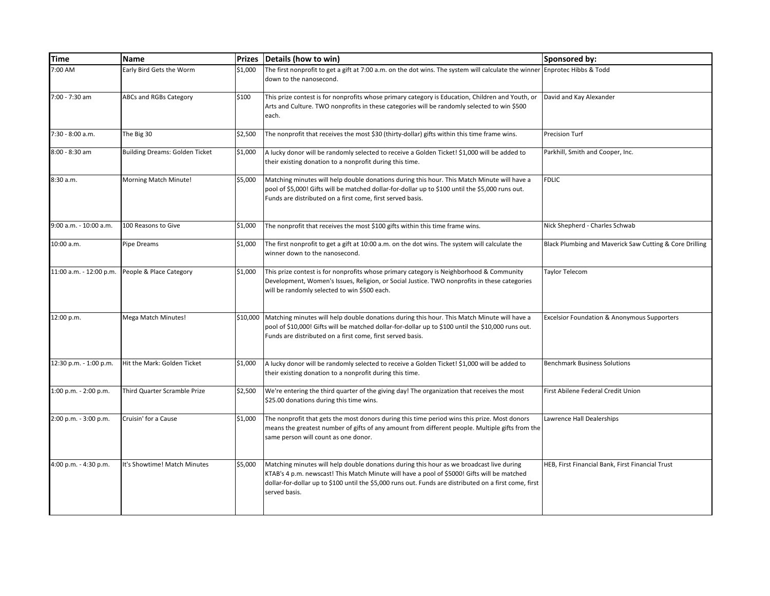| Time | Name | Prizes | Details (how to win) | Sponsored by: |
|---|---|---|---|---|
| 7:00 AM | Early Bird Gets the Worm | $1,000 | The first nonprofit to get a gift at 7:00 a.m. on the dot wins. The system will calculate the winner down to the nanosecond. | Enprotec Hibbs & Todd |
| 7:00 - 7:30 am | ABCs and RGBs Category | $100 | This prize contest is for nonprofits whose primary category is Education, Children and Youth, or Arts and Culture. TWO nonprofits in these categories will be randomly selected to win $500 each. | David and Kay Alexander |
| 7:30 - 8:00 a.m. | The Big 30 | $2,500 | The nonprofit that receives the most $30 (thirty-dollar) gifts within this time frame wins. | Precision Turf |
| 8:00 - 8:30 am | Building Dreams: Golden Ticket | $1,000 | A lucky donor will be randomly selected to receive a Golden Ticket! $1,000 will be added to their existing donation to a nonprofit during this time. | Parkhill, Smith and Cooper, Inc. |
| 8:30 a.m. | Morning Match Minute! | $5,000 | Matching minutes will help double donations during this hour. This Match Minute will have a pool of $5,000! Gifts will be matched dollar-for-dollar up to $100 until the $5,000 runs out. Funds are distributed on a first come, first served basis. | FDLIC |
| 9:00 a.m. - 10:00 a.m. | 100 Reasons to Give | $1,000 | The nonprofit that receives the most $100 gifts within this time frame wins. | Nick Shepherd - Charles Schwab |
| 10:00 a.m. | Pipe Dreams | $1,000 | The first nonprofit to get a gift at 10:00 a.m. on the dot wins. The system will calculate the winner down to the nanosecond. | Black Plumbing and Maverick Saw Cutting & Core Drilling |
| 11:00 a.m. - 12:00 p.m. | People & Place Category | $1,000 | This prize contest is for nonprofits whose primary category is Neighborhood & Community Development, Women's Issues, Religion, or Social Justice. TWO nonprofits in these categories will be randomly selected to win $500 each. | Taylor Telecom |
| 12:00 p.m. | Mega Match Minutes! | $10,000 | Matching minutes will help double donations during this hour. This Match Minute will have a pool of $10,000! Gifts will be matched dollar-for-dollar up to $100 until the $10,000 runs out. Funds are distributed on a first come, first served basis. | Excelsior Foundation & Anonymous Supporters |
| 12:30 p.m. - 1:00 p.m. | Hit the Mark: Golden Ticket | $1,000 | A lucky donor will be randomly selected to receive a Golden Ticket! $1,000 will be added to their existing donation to a nonprofit during this time. | Benchmark Business Solutions |
| 1:00 p.m. - 2:00 p.m. | Third Quarter Scramble Prize | $2,500 | We're entering the third quarter of the giving day! The organization that receives the most $25.00 donations during this time wins. | First Abilene Federal Credit Union |
| 2:00 p.m. - 3:00 p.m. | Cruisin' for a Cause | $1,000 | The nonprofit that gets the most donors during this time period wins this prize. Most donors means the greatest number of gifts of any amount from different people. Multiple gifts from the same person will count as one donor. | Lawrence Hall Dealerships |
| 4:00 p.m. - 4:30 p.m. | It's Showtime! Match Minutes | $5,000 | Matching minutes will help double donations during this hour as we broadcast live during KTAB's 4 p.m. newscast! This Match Minute will have a pool of $5000! Gifts will be matched dollar-for-dollar up to $100 until the $5,000 runs out. Funds are distributed on a first come, first served basis. | HEB, First Financial Bank, First Financial Trust |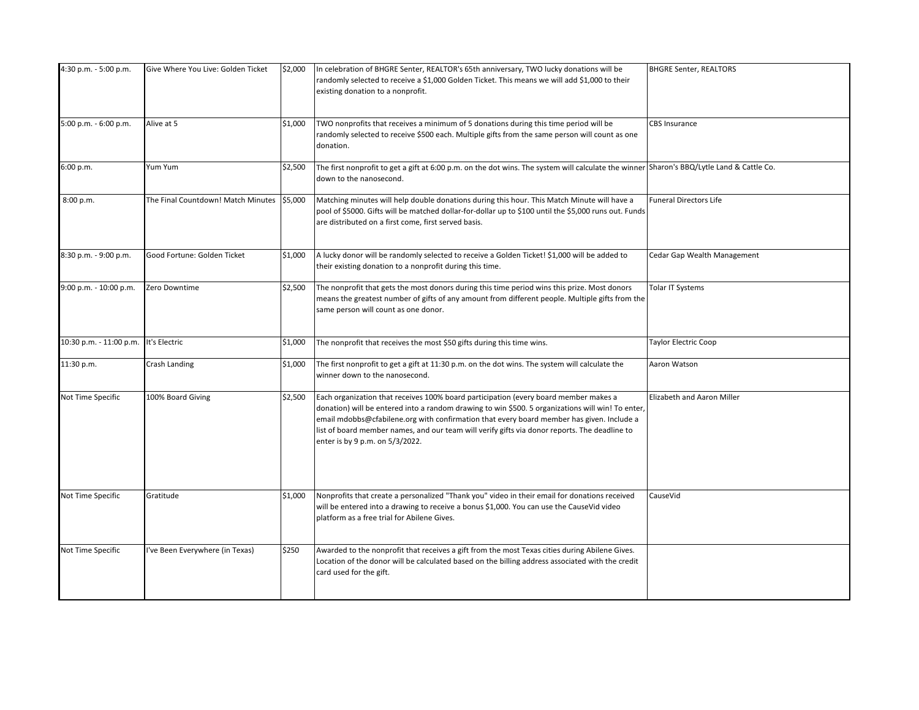| | | | | |
|---|---|---|---|---|
| 4:30 p.m. - 5:00 p.m. | Give Where You Live: Golden Ticket | $2,000 | In celebration of BHGRE Senter, REALTOR's 65th anniversary, TWO lucky donations will be randomly selected to receive a $1,000 Golden Ticket. This means we will add $1,000 to their existing donation to a nonprofit. | BHGRE Senter, REALTORS |
| 5:00 p.m. - 6:00 p.m. | Alive at 5 | $1,000 | TWO nonprofits that receives a minimum of 5 donations during this time period will be randomly selected to receive $500 each. Multiple gifts from the same person will count as one donation. | CBS Insurance |
| 6:00 p.m. | Yum Yum | $2,500 | The first nonprofit to get a gift at 6:00 p.m. on the dot wins. The system will calculate the winner down to the nanosecond. | Sharon's BBQ/Lytle Land & Cattle Co. |
| 8:00 p.m. | The Final Countdown! Match Minutes | $5,000 | Matching minutes will help double donations during this hour. This Match Minute will have a pool of $5000. Gifts will be matched dollar-for-dollar up to $100 until the $5,000 runs out. Funds are distributed on a first come, first served basis. | Funeral Directors Life |
| 8:30 p.m. - 9:00 p.m. | Good Fortune: Golden Ticket | $1,000 | A lucky donor will be randomly selected to receive a Golden Ticket! $1,000 will be added to their existing donation to a nonprofit during this time. | Cedar Gap Wealth Management |
| 9:00 p.m. - 10:00 p.m. | Zero Downtime | $2,500 | The nonprofit that gets the most donors during this time period wins this prize. Most donors means the greatest number of gifts of any amount from different people. Multiple gifts from the same person will count as one donor. | Tolar IT Systems |
| 10:30 p.m. - 11:00 p.m. | It's Electric | $1,000 | The nonprofit that receives the most $50 gifts during this time wins. | Taylor Electric Coop |
| 11:30 p.m. | Crash Landing | $1,000 | The first nonprofit to get a gift at 11:30 p.m. on the dot wins. The system will calculate the winner down to the nanosecond. | Aaron Watson |
| Not Time Specific | 100% Board Giving | $2,500 | Each organization that receives 100% board participation (every board member makes a donation) will be entered into a random drawing to win $500. 5 organizations will win! To enter, email mdobbs@cfabilene.org with confirmation that every board member has given. Include a list of board member names, and our team will verify gifts via donor reports. The deadline to enter is by 9 p.m. on 5/3/2022. | Elizabeth and Aaron Miller |
| Not Time Specific | Gratitude | $1,000 | Nonprofits that create a personalized "Thank you" video in their email for donations received will be entered into a drawing to receive a bonus $1,000. You can use the CauseVid video platform as a free trial for Abilene Gives. | CauseVid |
| Not Time Specific | I've Been Everywhere (in Texas) | $250 | Awarded to the nonprofit that receives a gift from the most Texas cities during Abilene Gives. Location of the donor will be calculated based on the billing address associated with the credit card used for the gift. | |